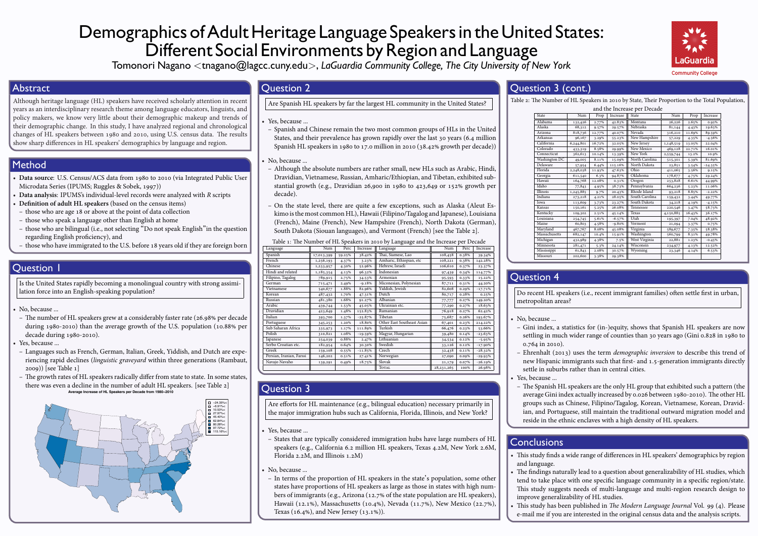# Demographics of Adult Heritage Language Speakers in the United States: Different Social Environments by Region and Language

Tomonori Nagano <tnagano@lagcc.cuny.edu>, *LaGuardia Community College, The City University of New York*

## Abstract

Although heritage language (HL) speakers have received scholarly attention in recent years as an interdisciplinary research theme among language educators, linguists, and policy makers, we know very little about their demographic makeup and trends of their demographic change. In this study, I have analyzed regional and chronological changes of HL speakers between 1980 and 2010, using U.S. census data. The results show sharp differences in HL speakers' demographics by language and region.

## Method

- **Data source**: U.S. Census/ACS data from 1980 to 2010 (via Integrated Public User Microdata Series (IPUMS; Ruggles & Sobek, 1997))
- **Data analysis**: IPUMS's individual-level records were analyzed with *R* scripts
- **Definition of adult HL speakers** (based on the census items)
  - those who are age 18 or above at the point of data collection
  - those who speak a language other than English at home
  - those who are bilingual (i.e., not selecting "Do not speak English" in the question regarding English proficiency), and
  - those who have immigrated to the U.S. before 18 years old if they are foreign born

## Question 1

Is the United States rapidly becoming a monolingual country with strong assimilation force into an English-speaking population?

- No, because ...
  - The number of HL speakers grew at a considerably faster rate (26.98% per decade during 1980-2010) than the average growth of the U.S. population (10.88% per decade during 1980-2010).
- Yes, because ...
  - Languages such as French, German, Italian, Greek, Yiddish, and Dutch are experiencing rapid declines (*linguistic graveyard* within three generations (Rambaut, 2009)) [see Table 1]
  - The growth rates of HL speakers radically differ from state to state. In some states, there was even a decline in the number of adult HL speakers. [see Table 2]

Average Increase of HL Speakers per Decade from 1980–2010

## Question 2

Are Spanish HL speakers by far the largest HL community in the United States?

- Yes, because ...
  - Spanish and Chinese remain the two most common groups of HLs in the United States, and their prevalence has grown rapidly over the last 30 years (6.4 million Spanish HL speakers in 1980 to 17.0 million in 2010 (38.42% growth per decade))
- No, because ...
  - Although the absolute numbers are rather small, new HLs such as Arabic, Hindi, Dravidian, Vietnamese, Russian, Amharic/Ethiopian, and Tibetan, exhibited substantial growth (e.g., Dravidian 26,900 in 1980 to 423,649 or 152% growth per decade).
  - On the state level, there are quite a few exceptions, such as Alaska (Aleut Eskimo is the most common HL), Hawaii (Filipino/Tagalog and Japanese), Louisiana (French), Maine (French), New Hampshire (French), North Dakota (German), South Dakota (Siouan languages), and Vermont (French) [see the Table 2].

Table 1: The Number of HL Speakers in 2010 by Language and the Increase per Decade

| Language | Num | Perc | Increase | Language | Num | Perc | Increase |
|---|---|---|---|---|---|---|---|
| Spanish | 17,013,399 | 59.25% | 38.42% | Thai, Siamese, Lao | 108,458 | 0.38% | 39.34% |
| French | 1,256,193 | 4.37% | 3.23% | Amharic, Ethiopian, etc | 108,221 | 0.38% | 142.28% |
| Chinese | 1,233,957 | 4.30% | 52.96% | Hebrew, Israeli | 106,610 | 0.37% | 23.37% |
| Hindi and related | 1,185,354 | 4.13% | 96.32% | Indonesian | 97,439 | 0.34% | 114.77% |
| Filipino, Tagalog | 789,915 | 2.75% | 34.53% | Armenian | 95,593 | 0.33% | 15.22% |
| German | 715,471 | 2.49% | -9.18% | Micronesian, Polynesian | 87,711 | 0.31% | 44.20% |
| Vietnamese | 540,677 | 1.88% | 82.96% | Yiddish, Jewish | 82,608 | 0.29% | -17.71% |
| Korean | 487,432 | 1.70% | 47.31% | Dutch | 80,717 | 0.28% | 0.25% |
| Russian | 481,380 | 1.68% | 91.27% | Albanian | 77,777 | 0.27% | 149.20% |
| Arabic | 439,744 | 1.53% | 45.05% | Ukrainian etc. | 77,290 | 0.27% | 18.63% |
| Dravidian | 423,649 | 1.48% | 152.83% | Rumanian | 76,918 | 0.27% | 62.42% |
| Italian | 393,700 | 1.37% | -25.87% | Tibetan | 75,687 | 0.26% | 193.67% |
| Portuguese | 345,253 | 1.20% | 18.80% | Other East Southeast Asian | 67,401 | 0.23% | 214.22% |
| Sub Saharan Africa | 335,973 | 1.17% | 111.89% | Turkish | 66,476 | 0.23% | 53.66% |
| Polish | 310,821 | 1.08% | -19.59% | Magyar, Hungarian | 39,480 | 0.14% | -23.63% |
| Japanese | 254,039 | 0.88% | 2.47% | Lithuanian | 34,534 | 0.12% | -5.95% |
| Serbo Croatian etc. | 182,954 | 0.64% | 30.30% | Swedish | 33,126 | 0.12% | -17.90% |
| Greek | 159,108 | 0.55% | -11.85% | Czech | 32,438 | 0.11% | -28.32% |
| Persian, Iranian, Farssi | 146,202 | 0.51% | 27.41% | Norwegian | 27,090 | 0.09% | -29.93% |
| Navajo Navaho | 139,291 | 0.49% | 18.75% | Slovak | 21,179 | 0.07% | -26.19% |
| | | | | Total | 28,231,265 | 100% | 26.98% |

## Question 3

Are efforts for HL maintenance (e.g., bilingual education) necessary primarily in the major immigration hubs such as California, Florida, Illinois, and New York?

- Yes, because ...
  - States that are typically considered immigration hubs have large numbers of HL speakers (e.g., California 6.2 million HL speakers, Texas 4.2M, New York 2.6M, Florida 2.2M, and Illinois 1.2M)
- No, because ...
  - In terms of the proportion of HL speakers in the state's population, some other states have proportions of HL speakers as large as those in states with high numbers of immigrants (e.g., Arizona (12.7% of the state population are HL speakers), Hawaii (12.1%), Massachusetts (10.4%), Nevada (11.7%), New Mexico (22.7%), Texas (16.4%), and New Jersey (13.1%)).

## Question 3 (cont.)

Table 2: The Number of HL Speakers in 2010 by State, Their Proportion to the Total Population, and the Increase per Decade

| State | Num | Prop | Increase | State | Num | Prop | Increase |
|---|---|---|---|---|---|---|---|
| Alabama | 132,426 | 2.77% | 42.83% | Montana | 26,226 | 2.65% | 0.92% |
| Alaska | 68,312 | 9.57% | 29.57% | Nebraska | 81,144 | 4.43% | 19.63% |
| Arizona | 818,736 | 12.77% | 40.07% | Nevada | 316,210 | 11.69% | 89.59% |
| Arkansas | 96,167 | 3.29% | 55.23% | New Hampshire | 57,229 | 4.35% | -4.56% |
| California | 6,244,801 | 16.72% | 32.05% | New Jersey | 1,148,519 | 13.05% | 22.04% |
| Colorado | 433,319 | 8.58% | 29.99% | New Mexico | 469,128 | 22.71% | 16.01% |
| Connecticut | 362,613 | 10.14% | 13.39% | New York | 2,559,744 | 13.2% | 10.9% |
| Washington DC | 49,005 | 8.11% | 15.09% | North Carolina | 515,301 | 5.39% | 81.69% |
| Delaware | 57,954 | 6.44% | 115.16% | North Dakota | 23,851 | 3.54% | -24.35% |
| Florida | 2,248,038 | 11.93% | 47.63% | Ohio | 411,065 | 3.56% | 9.15% |
| Georgia | 611,540 | 6.3% | 94.87% | Oklahoma | 178,677 | 4.75% | 29.24% |
| Hawaii | 164,768 | 12.08% | 0.31% | Oregon | 253,828 | 6.61% | 44.99% |
| Idaho | 77,843 | 4.95% | 38.73% | Pennsylvania | 664,236 | 5.23% | 11.06% |
| Illinois | 1,245,885 | 9.7% | 20.43% | Rhode Island | 93,218 | 8.85% | -2.22% |
| Indiana | 273,218 | 4.21% | 28.05% | South Carolina | 159,432 | 3.44% | 49.77% |
| Iowa | 113,609 | 3.73% | 23.27% | South Dakota | 34,218 | 4.19% | -4.15% |
| Kansas | 150,161 | 5.25% | 26.08% | Tennessee | 220,546 | 3.47% | 58.73% |
| Kentucky | 109,302 | 2.51% | 45.14% | Texas | 4,150,885 | 16.43% | 36.17% |
| Louisiana | 254,745 | 5.61% | -6.57% | Utah | 195,397 | 7.04% | 48.92% |
| Maine | 60,803 | 4.58% | -9.80% | Vermont | 21,094 | 3.37% | 0.75% |
| Maryland | 467,767 | 8.08% | 45.08% | Virginia | 589,677 | 7.35% | 58.38% |
| Massachusetts | 682,147 | 10.4% | 15.91% | Washington | 560,799 | 8.31% | 49.78% |
| Michigan | 432,989 | 4.38% | 7.5% | West Virginia | 22,881 | 1.23% | -0.45% |
| Minnesota | 281,471 | 5.3% | 24.14% | Wisconsin | 234,977 | 4.13% | 12.52% |
| Mississippi | 61,843 | 2.08% | 30.57% | Wyoming | 23,346 | 4.14% | 6.53% |
| Missouri | 202,600 | 3.38% | 29.38% | | | | |

## Question 4

Do recent HL speakers (i.e., recent immigrant families) often settle first in urban, metropolitan areas?

- No, because ...
  - Gini index, a statistics for (in-)equity, shows that Spanish HL speakers are now settling in much wider range of counties than 30 years ago (Gini 0.828 in 1980 to 0.764 in 2010).
  - Ehrenhalt (2013) uses the term *demographic inversion* to describe this trend of new Hispanic immigrants such that first- and 1.5-generation immigrants directly settle in suburbs rather than in central cities.
- Yes, because ...
  - The Spanish HL speakers are the only HL group that exhibited such a pattern (the average Gini index actually increased by 0.026 between 1980-2010). The other HL groups such as Chinese, Filipino/Tagalog, Korean, Vietnamese, Korean, Dravidian, and Portuguese, still maintain the traditional outward migration model and reside in the ethnic enclaves with a high density of HL speakers.

## Conclusions

- This study finds a wide range of differences in HL speakers' demographics by region and language.
- The findings naturally lead to a question about generalizability of HL studies, which tend to take place with one specific language community in a specific region/state. This study suggests needs of multi-language and multi-region research design to improve generalizability of HL studies.
- This study has been published in *The Modern Language Journal* Vol. 99 (4). Please e-mail me if you are interested in the original census data and the analysis scripts.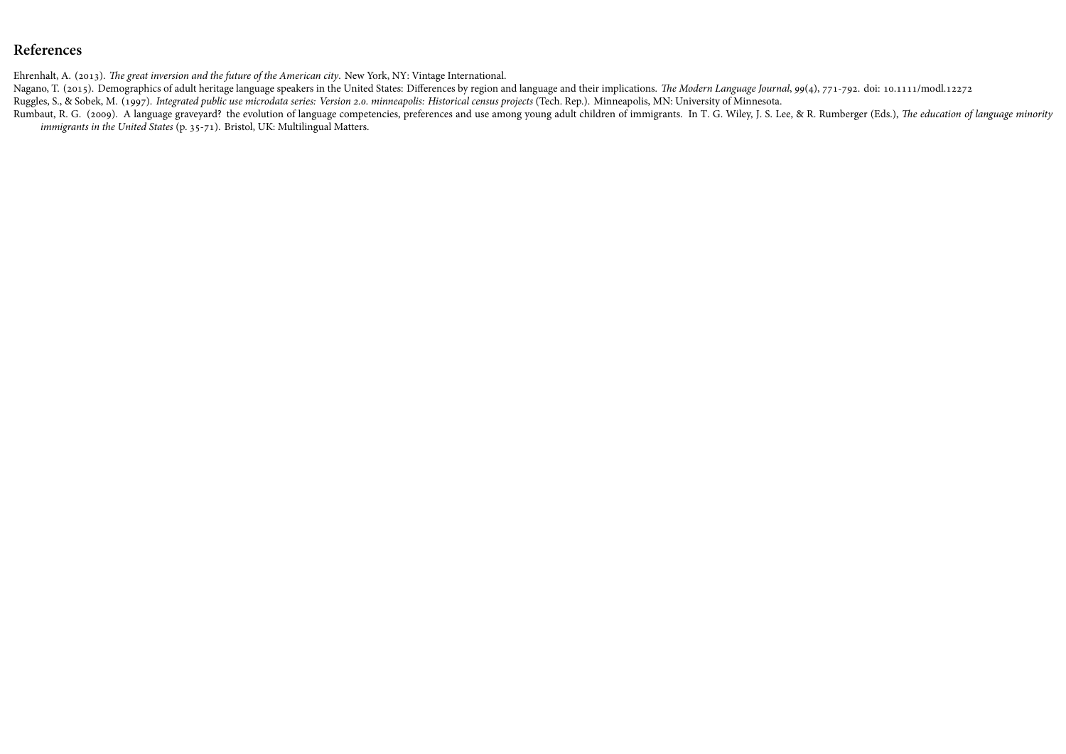## References

Ehrenhalt, A. (2013). *The great inversion and the future of the American city.* New York, NY: Vintage International.

Nagano, T. (2015). Demographics of adult heritage language speakers in the United States: Differences by region and language and their implications. *The Modern Language Journal*, *99*(4), 771-792. doi: 10.1111/modl.12272

Ruggles, S., & Sobek, M. (1997). *Integrated public use microdata series: Version 2.0. minneapolis: Historical census projects* (Tech. Rep.). Minneapolis, MN: University of Minnesota.

Rumbaut, R. G. (2009). A language graveyard? the evolution of language competencies, preferences and use among young adult children of immigrants. In T. G. Wiley, J. S. Lee, & R. Rumberger (Eds.), *The education of language minority immigrants in the United States* (p. 35-71). Bristol, UK: Multilingual Matters.